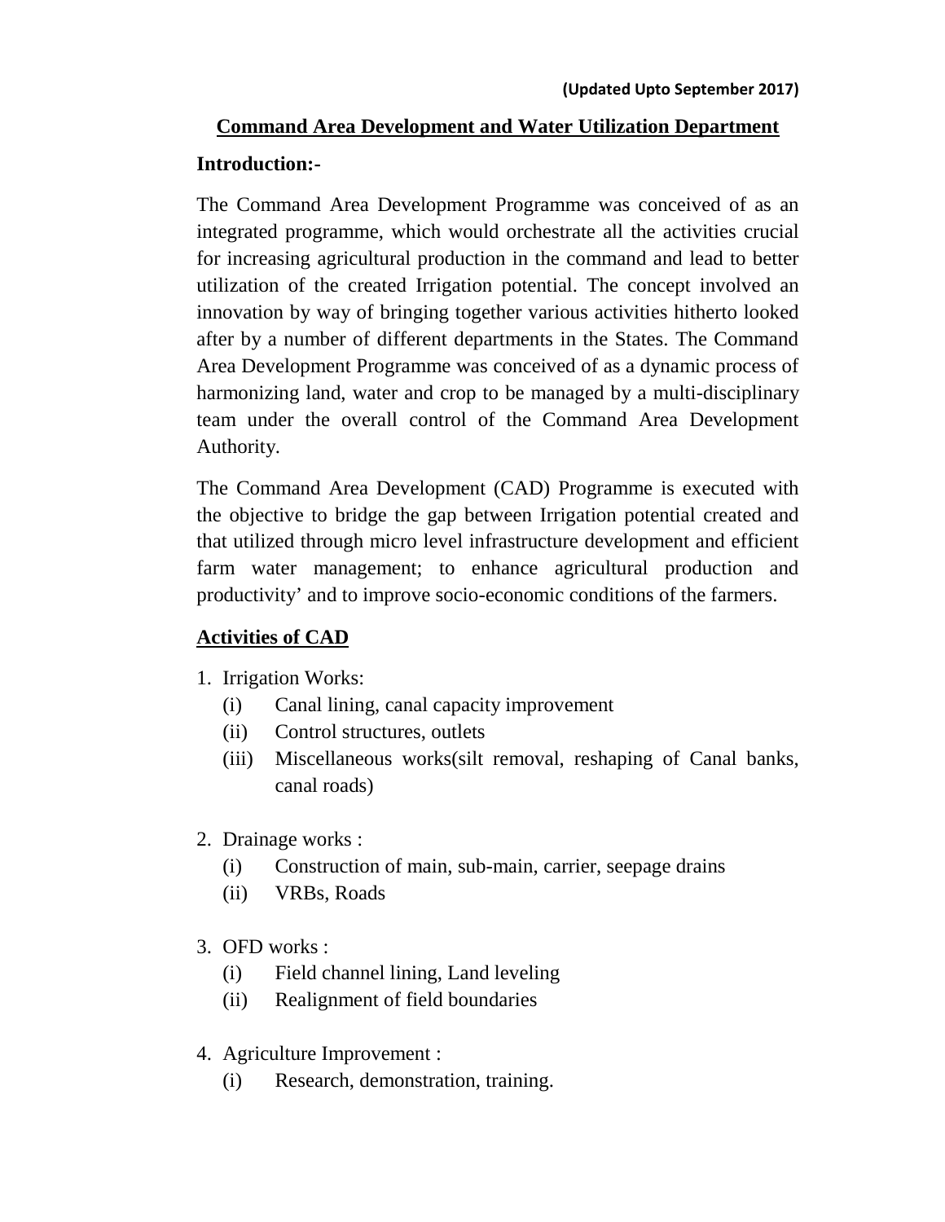(Updated Upto September 2017)

# Command Area Development and Water Utilization Department

## Introduction:-

The Command Area Development Programme was conceived of as an integrated programme, which would orchestrate all the activities crucial for increasing agricultural production in the command and lead to better utilization of the created Irrigation potential. The concept involved an innovation by way of bringing together various activities hitherto looked after by a number of different departments in the States. The Command Area Development Programme was conceived of as a dynamic process of harmonizing land, water and crop to be managed by a multi-disciplinary team under the overall control of the Command Area Development Authority.

The Command Area Development (CAD) Programme is executed with the objective to bridge the gap between Irrigation potential created and that utilized through micro level infrastructure development and efficient farm water management; to enhance agricultural production and productivity' and to improve socio-economic conditions of the farmers.

## Activities of CAD

1. Irrigation Works:
   - (i) Canal lining, canal capacity improvement
   - (ii) Control structures, outlets
   - (iii) Miscellaneous works(silt removal, reshaping of Canal banks, canal roads)

2. Drainage works :
   - (i) Construction of main, sub-main, carrier, seepage drains
   - (ii) VRBs, Roads

3. OFD works :
   - (i) Field channel lining, Land leveling
   - (ii) Realignment of field boundaries

4. Agriculture Improvement :
   - (i) Research, demonstration, training.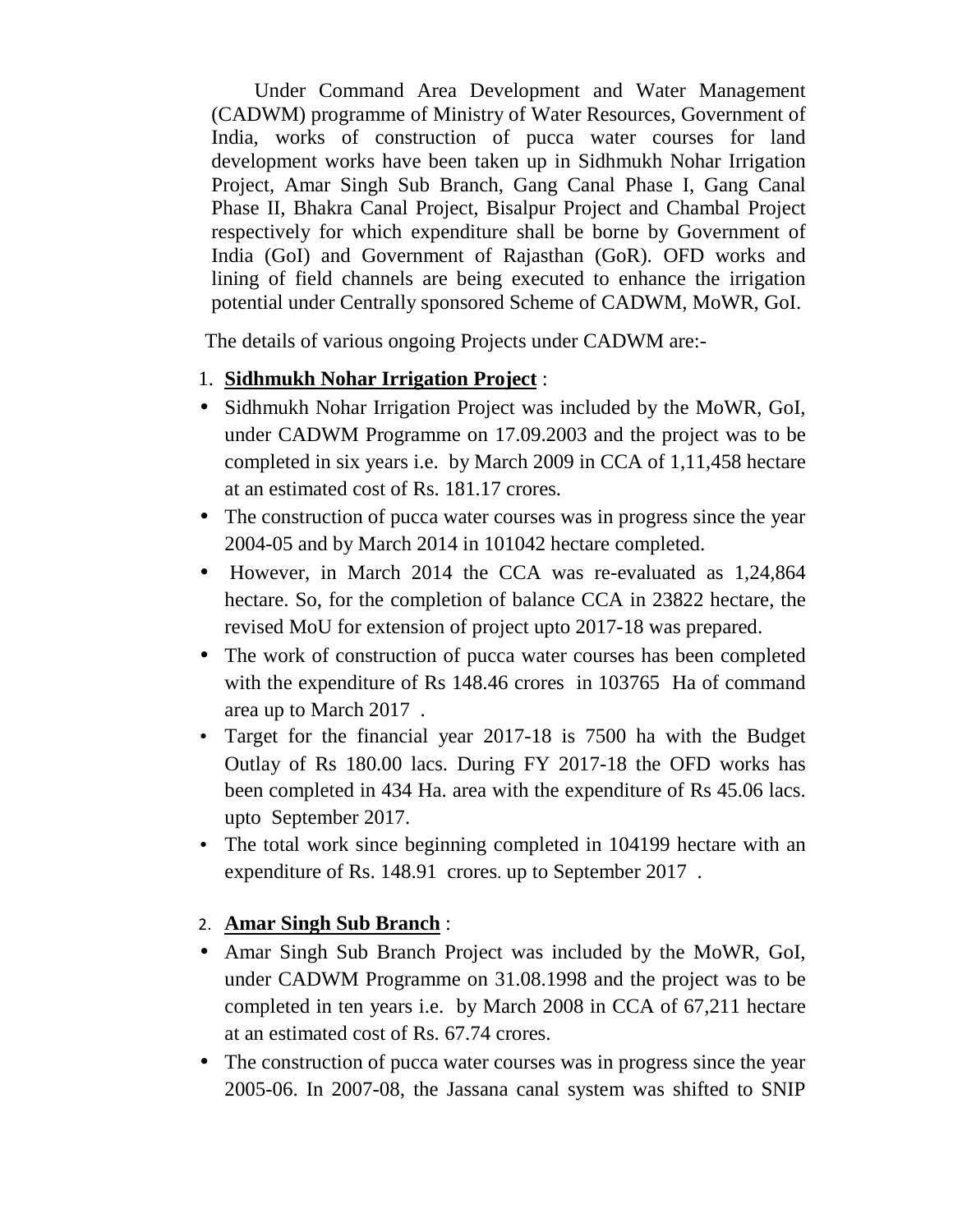Under Command Area Development and Water Management (CADWM) programme of Ministry of Water Resources, Government of India, works of construction of pucca water courses for land development works have been taken up in Sidhmukh Nohar Irrigation Project, Amar Singh Sub Branch, Gang Canal Phase I, Gang Canal Phase II, Bhakra Canal Project, Bisalpur Project and Chambal Project respectively for which expenditure shall be borne by Government of India (GoI) and Government of Rajasthan (GoR). OFD works and lining of field channels are being executed to enhance the irrigation potential under Centrally sponsored Scheme of CADWM, MoWR, GoI.

The details of various ongoing Projects under CADWM are:-

1. **Sidhmukh Nohar Irrigation Project** :

- Sidhmukh Nohar Irrigation Project was included by the MoWR, GoI, under CADWM Programme on 17.09.2003 and the project was to be completed in six years i.e. by March 2009 in CCA of 1,11,458 hectare at an estimated cost of Rs. 181.17 crores.
- The construction of pucca water courses was in progress since the year 2004-05 and by March 2014 in 101042 hectare completed.
- However, in March 2014 the CCA was re-evaluated as 1,24,864 hectare. So, for the completion of balance CCA in 23822 hectare, the revised MoU for extension of project upto 2017-18 was prepared.
- The work of construction of pucca water courses has been completed with the expenditure of Rs 148.46 crores in 103765 Ha of command area up to March 2017 .
- Target for the financial year 2017-18 is 7500 ha with the Budget Outlay of Rs 180.00 lacs. During FY 2017-18 the OFD works has been completed in 434 Ha. area with the expenditure of Rs 45.06 lacs. upto September 2017.
- The total work since beginning completed in 104199 hectare with an expenditure of Rs. 148.91 crores. up to September 2017 .

2. **Amar Singh Sub Branch** :

- Amar Singh Sub Branch Project was included by the MoWR, GoI, under CADWM Programme on 31.08.1998 and the project was to be completed in ten years i.e. by March 2008 in CCA of 67,211 hectare at an estimated cost of Rs. 67.74 crores.
- The construction of pucca water courses was in progress since the year 2005-06. In 2007-08, the Jassana canal system was shifted to SNIP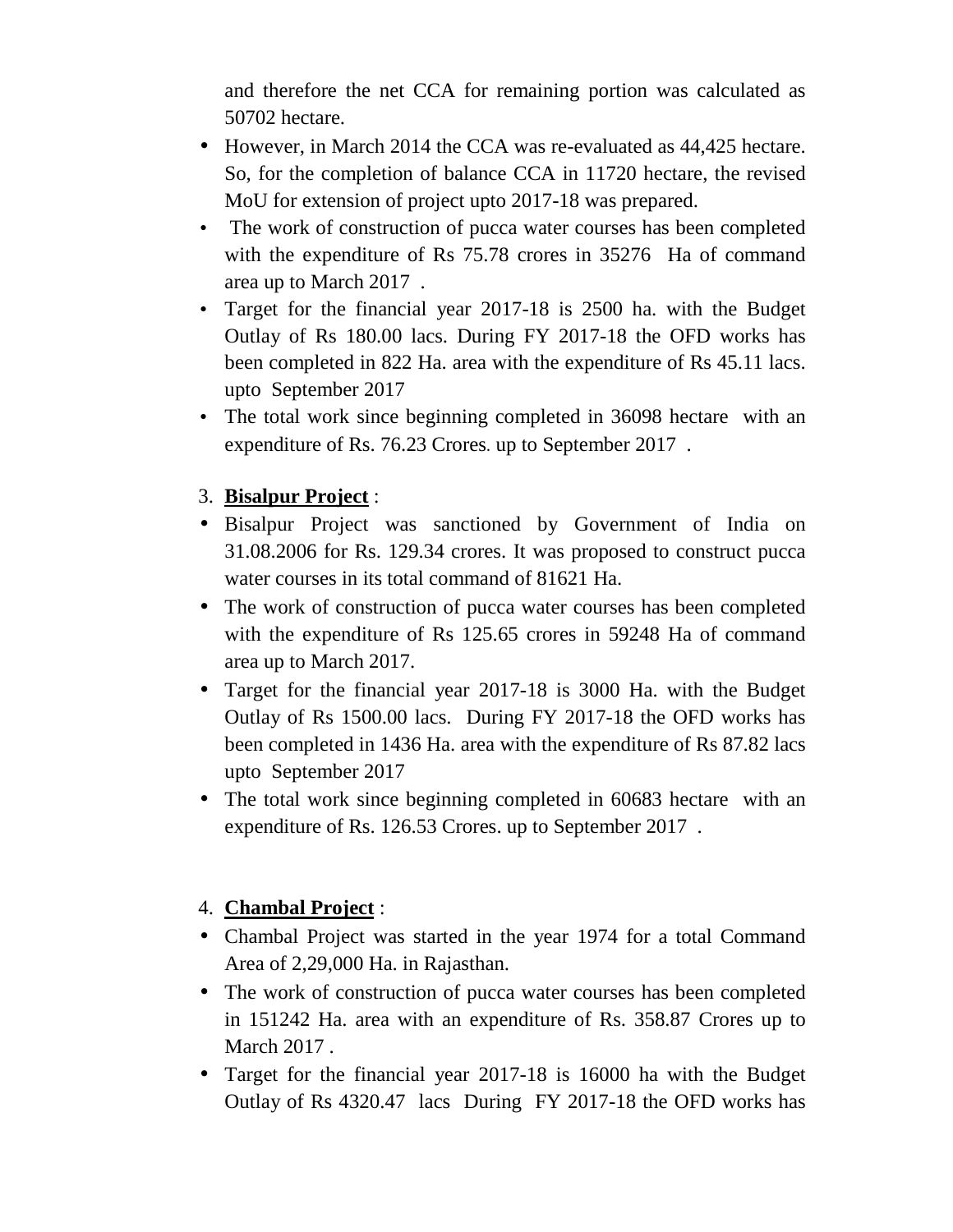and therefore the net CCA for remaining portion was calculated as 50702 hectare.

- However, in March 2014 the CCA was re-evaluated as 44,425 hectare. So, for the completion of balance CCA in 11720 hectare, the revised MoU for extension of project upto 2017-18 was prepared.
- The work of construction of pucca water courses has been completed with the expenditure of Rs 75.78 crores in 35276 Ha of command area up to March 2017 .
- Target for the financial year 2017-18 is 2500 ha. with the Budget Outlay of Rs 180.00 lacs. During FY 2017-18 the OFD works has been completed in 822 Ha. area with the expenditure of Rs 45.11 lacs. upto September 2017
- The total work since beginning completed in 36098 hectare with an expenditure of Rs. 76.23 Crores. up to September 2017 .

3. **Bisalpur Project** :

- Bisalpur Project was sanctioned by Government of India on 31.08.2006 for Rs. 129.34 crores. It was proposed to construct pucca water courses in its total command of 81621 Ha.
- The work of construction of pucca water courses has been completed with the expenditure of Rs 125.65 crores in 59248 Ha of command area up to March 2017.
- Target for the financial year 2017-18 is 3000 Ha. with the Budget Outlay of Rs 1500.00 lacs. During FY 2017-18 the OFD works has been completed in 1436 Ha. area with the expenditure of Rs 87.82 lacs upto September 2017
- The total work since beginning completed in 60683 hectare with an expenditure of Rs. 126.53 Crores. up to September 2017 .

4. **Chambal Project** :

- Chambal Project was started in the year 1974 for a total Command Area of 2,29,000 Ha. in Rajasthan.
- The work of construction of pucca water courses has been completed in 151242 Ha. area with an expenditure of Rs. 358.87 Crores up to March 2017 .
- Target for the financial year 2017-18 is 16000 ha with the Budget Outlay of Rs 4320.47 lacs During FY 2017-18 the OFD works has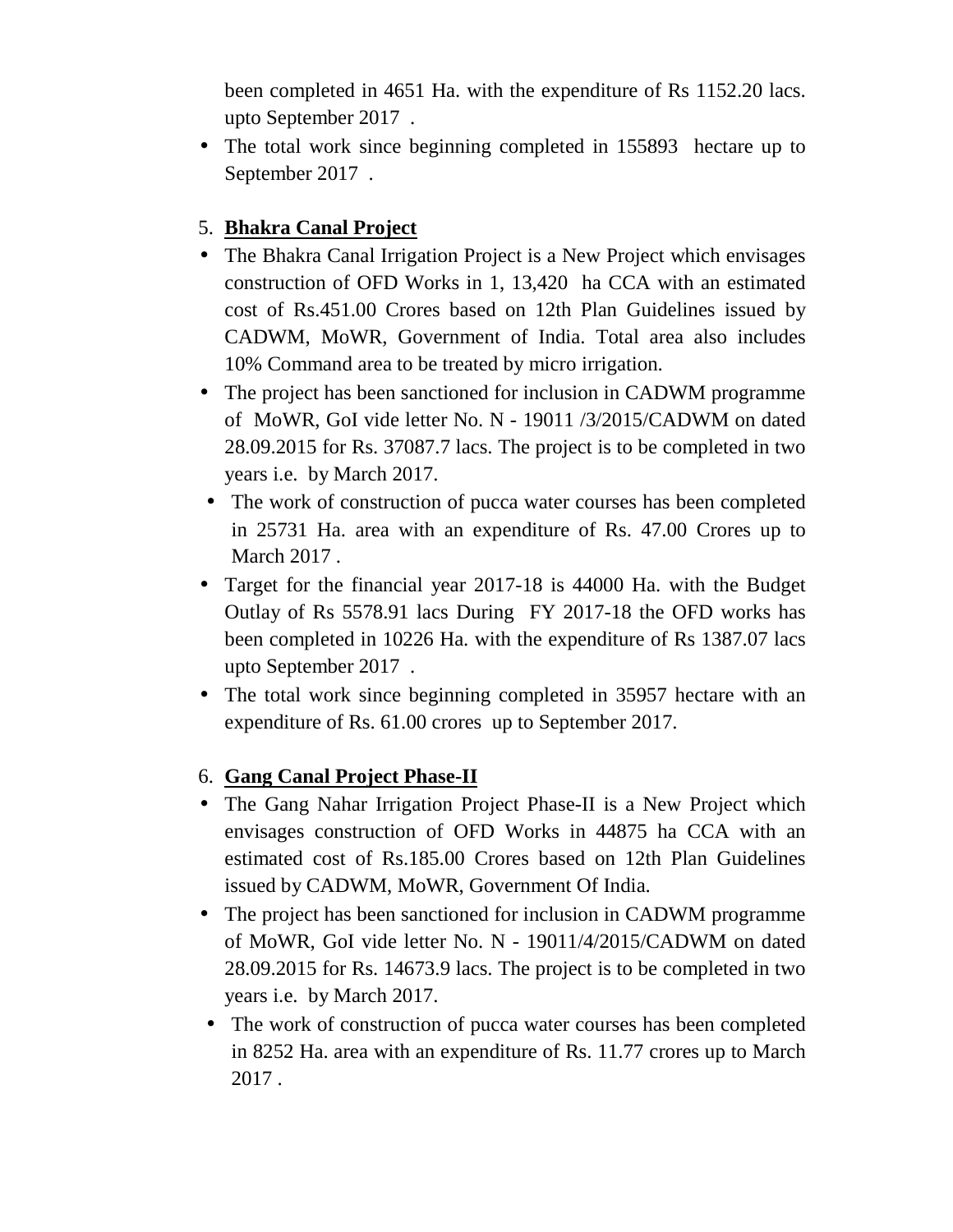been completed in 4651 Ha. with the expenditure of Rs 1152.20 lacs. upto September 2017 .

- The total work since beginning completed in 155893 hectare up to September 2017 .

5. **Bhakra Canal Project**

- The Bhakra Canal Irrigation Project is a New Project which envisages construction of OFD Works in 1, 13,420 ha CCA with an estimated cost of Rs.451.00 Crores based on 12th Plan Guidelines issued by CADWM, MoWR, Government of India. Total area also includes 10% Command area to be treated by micro irrigation.
- The project has been sanctioned for inclusion in CADWM programme of MoWR, GoI vide letter No. N - 19011 /3/2015/CADWM on dated 28.09.2015 for Rs. 37087.7 lacs. The project is to be completed in two years i.e. by March 2017.
- The work of construction of pucca water courses has been completed in 25731 Ha. area with an expenditure of Rs. 47.00 Crores up to March 2017 .
- Target for the financial year 2017-18 is 44000 Ha. with the Budget Outlay of Rs 5578.91 lacs During FY 2017-18 the OFD works has been completed in 10226 Ha. with the expenditure of Rs 1387.07 lacs upto September 2017 .
- The total work since beginning completed in 35957 hectare with an expenditure of Rs. 61.00 crores up to September 2017.

6. **Gang Canal Project Phase-II**

- The Gang Nahar Irrigation Project Phase-II is a New Project which envisages construction of OFD Works in 44875 ha CCA with an estimated cost of Rs.185.00 Crores based on 12th Plan Guidelines issued by CADWM, MoWR, Government Of India.
- The project has been sanctioned for inclusion in CADWM programme of MoWR, GoI vide letter No. N - 19011/4/2015/CADWM on dated 28.09.2015 for Rs. 14673.9 lacs. The project is to be completed in two years i.e. by March 2017.
- The work of construction of pucca water courses has been completed in 8252 Ha. area with an expenditure of Rs. 11.77 crores up to March 2017 .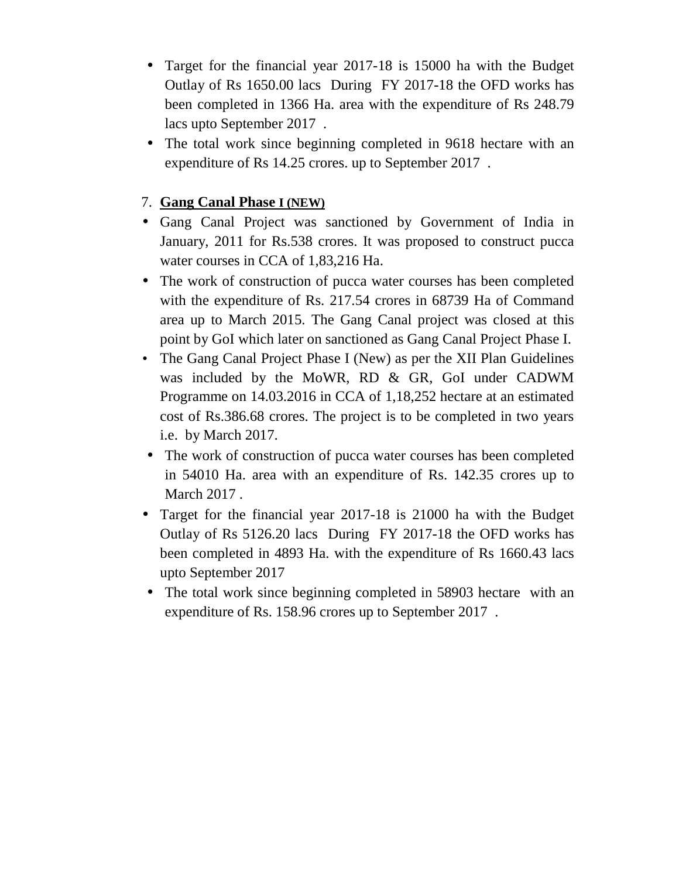- Target for the financial year 2017-18 is 15000 ha with the Budget Outlay of Rs 1650.00 lacs During FY 2017-18 the OFD works has been completed in 1366 Ha. area with the expenditure of Rs 248.79 lacs upto September 2017 .
- The total work since beginning completed in 9618 hectare with an expenditure of Rs 14.25 crores. up to September 2017 .

7. **Gang Canal Phase I (NEW)**

- Gang Canal Project was sanctioned by Government of India in January, 2011 for Rs.538 crores. It was proposed to construct pucca water courses in CCA of 1,83,216 Ha.
- The work of construction of pucca water courses has been completed with the expenditure of Rs. 217.54 crores in 68739 Ha of Command area up to March 2015. The Gang Canal project was closed at this point by GoI which later on sanctioned as Gang Canal Project Phase I.
- The Gang Canal Project Phase I (New) as per the XII Plan Guidelines was included by the MoWR, RD & GR, GoI under CADWM Programme on 14.03.2016 in CCA of 1,18,252 hectare at an estimated cost of Rs.386.68 crores. The project is to be completed in two years i.e. by March 2017.
- The work of construction of pucca water courses has been completed in 54010 Ha. area with an expenditure of Rs. 142.35 crores up to March 2017 .
- Target for the financial year 2017-18 is 21000 ha with the Budget Outlay of Rs 5126.20 lacs During FY 2017-18 the OFD works has been completed in 4893 Ha. with the expenditure of Rs 1660.43 lacs upto September 2017
- The total work since beginning completed in 58903 hectare with an expenditure of Rs. 158.96 crores up to September 2017 .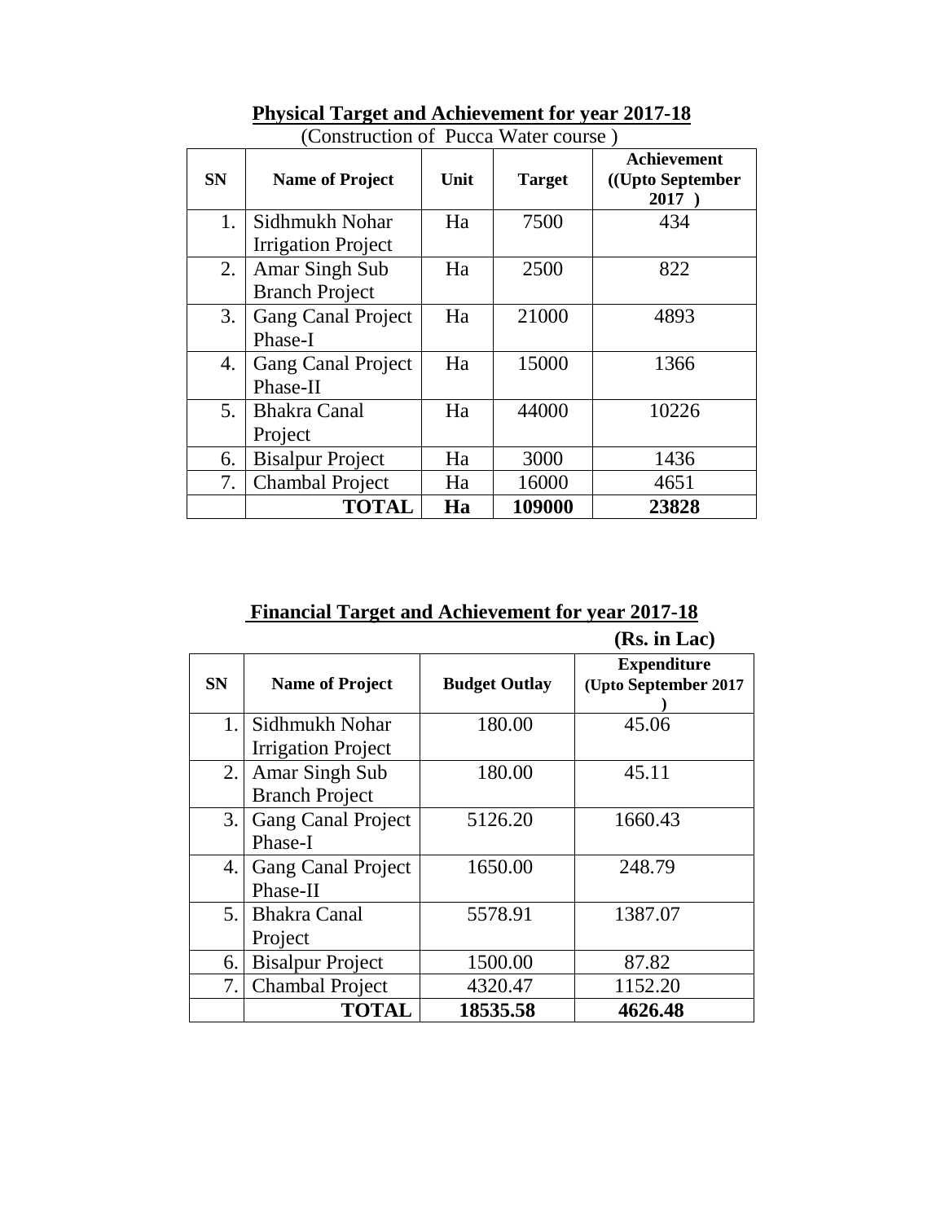## **Physical Target and Achievement for year 2017-18**

(Construction of Pucca Water course )

| SN | Name of Project | Unit | Target | Achievement ((Upto September 2017 ) |
|---|---|---|---|---|
| 1. | Sidhmukh Nohar Irrigation Project | Ha | 7500 | 434 |
| 2. | Amar Singh Sub Branch Project | Ha | 2500 | 822 |
| 3. | Gang Canal Project Phase-I | Ha | 21000 | 4893 |
| 4. | Gang Canal Project Phase-II | Ha | 15000 | 1366 |
| 5. | Bhakra Canal Project | Ha | 44000 | 10226 |
| 6. | Bisalpur Project | Ha | 3000 | 1436 |
| 7. | Chambal Project | Ha | 16000 | 4651 |
| | **TOTAL** | **Ha** | **109000** | **23828** |

## **Financial Target and Achievement for year 2017-18**

**(Rs. in Lac)**

| SN | Name of Project | Budget Outlay | Expenditure (Upto September 2017 ) |
|---|---|---|---|
| 1. | Sidhmukh Nohar Irrigation Project | 180.00 | 45.06 |
| 2. | Amar Singh Sub Branch Project | 180.00 | 45.11 |
| 3. | Gang Canal Project Phase-I | 5126.20 | 1660.43 |
| 4. | Gang Canal Project Phase-II | 1650.00 | 248.79 |
| 5. | Bhakra Canal Project | 5578.91 | 1387.07 |
| 6. | Bisalpur Project | 1500.00 | 87.82 |
| 7. | Chambal Project | 4320.47 | 1152.20 |
| | **TOTAL** | **18535.58** | **4626.48** |